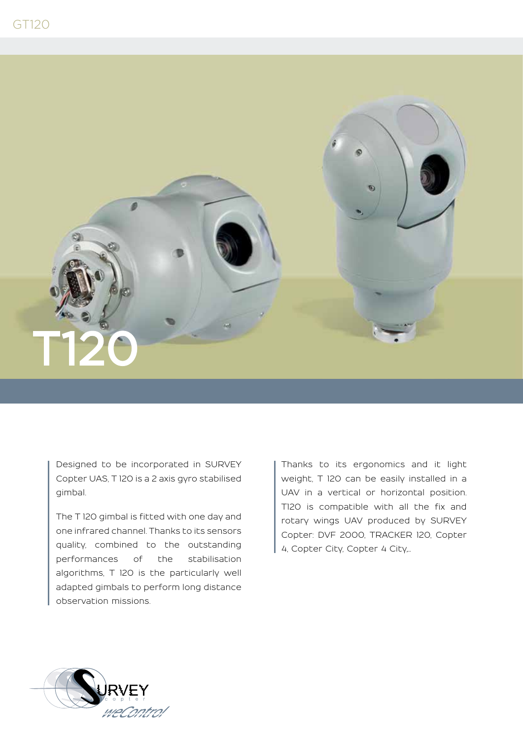# T120

Designed to be incorporated in SURVEY Copter UAS, T 120 is a 2 axis gyro stabilised gimbal.

The T 120 gimbal is fitted with one day and one infrared channel. Thanks to its sensors quality, combined to the outstanding performances of the stabilisation algorithms, T 120 is the particularly well adapted gimbals to perform long distance observation missions.

Thanks to its ergonomics and it light weight, T 120 can be easily installed in a UAV in a vertical or horizontal position. T120 is compatible with all the fix and rotary wings UAV produced by SURVEY Copter: DVF 2000, TRACKER 120, Copter 4, Copter City, Copter 4 City,...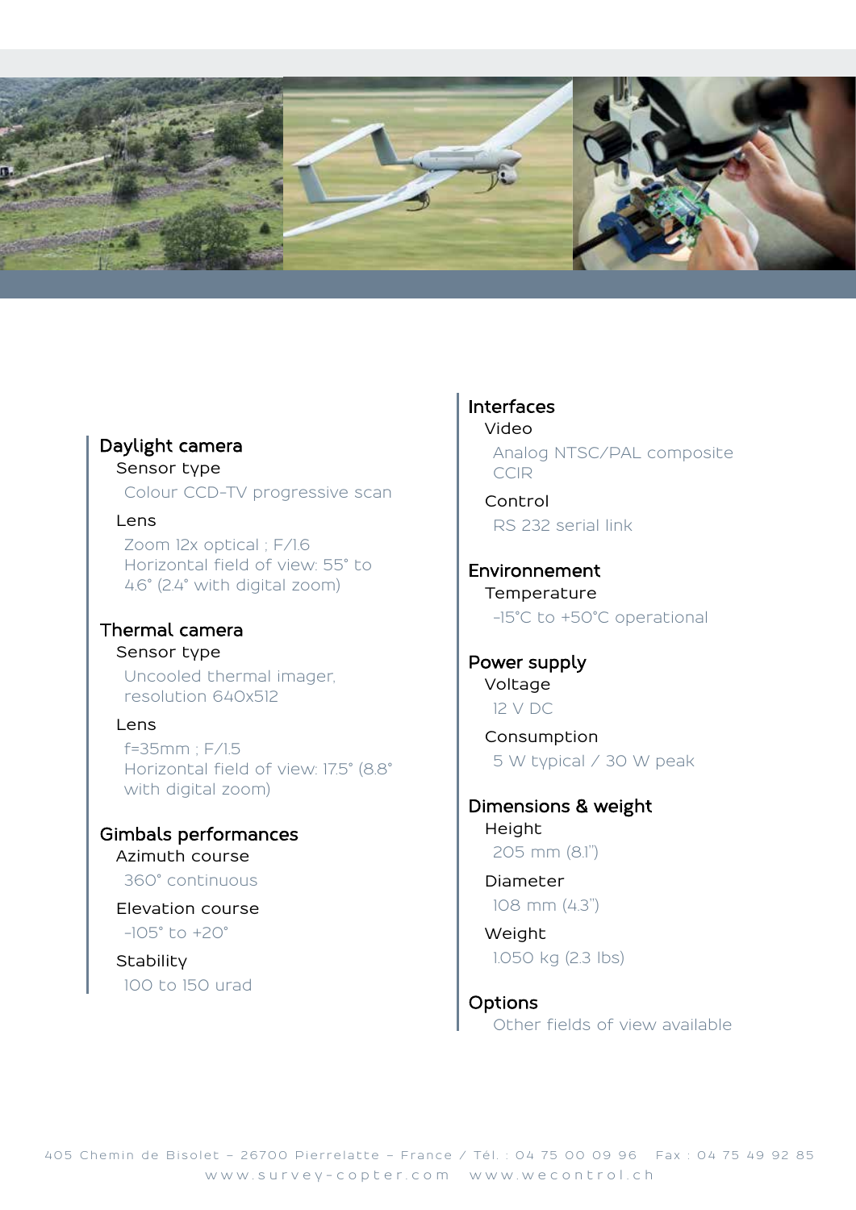## Daylight camera

### Sensor type

Colour CCD-TV progressive scan

### Lens

Zoom 12x optical ; F/1.6
Horizontal field of view: 55° to 4.6° (2.4° with digital zoom)

## Thermal camera

### Sensor type

Uncooled thermal imager, resolution 640x512

### Lens

f=35mm ; F/1.5
Horizontal field of view: 17.5° (8.8° with digital zoom)

## Gimbals performances

### Azimuth course

360° continuous

### Elevation course

-105° to +20°

### Stability

100 to 150 urad

## Interfaces

### Video

Analog NTSC/PAL composite CCIR

### Control

RS 232 serial link

## Environnement

### Temperature

-15°C to +50°C operational

## Power supply

### Voltage

12 V DC

### Consumption

5 W typical / 30 W peak

## Dimensions & weight

### Height

205 mm (8.1")

### Diameter

108 mm (4.3")

### Weight

1.050 kg (2.3 lbs)

## Options

Other fields of view available

405 Chemin de Bisolet – 26700 Pierrelatte – France / Tél. : 04 75 00 09 96 Fax : 04 75 49 92 85
www.survey-copter.com www.wecontrol.ch